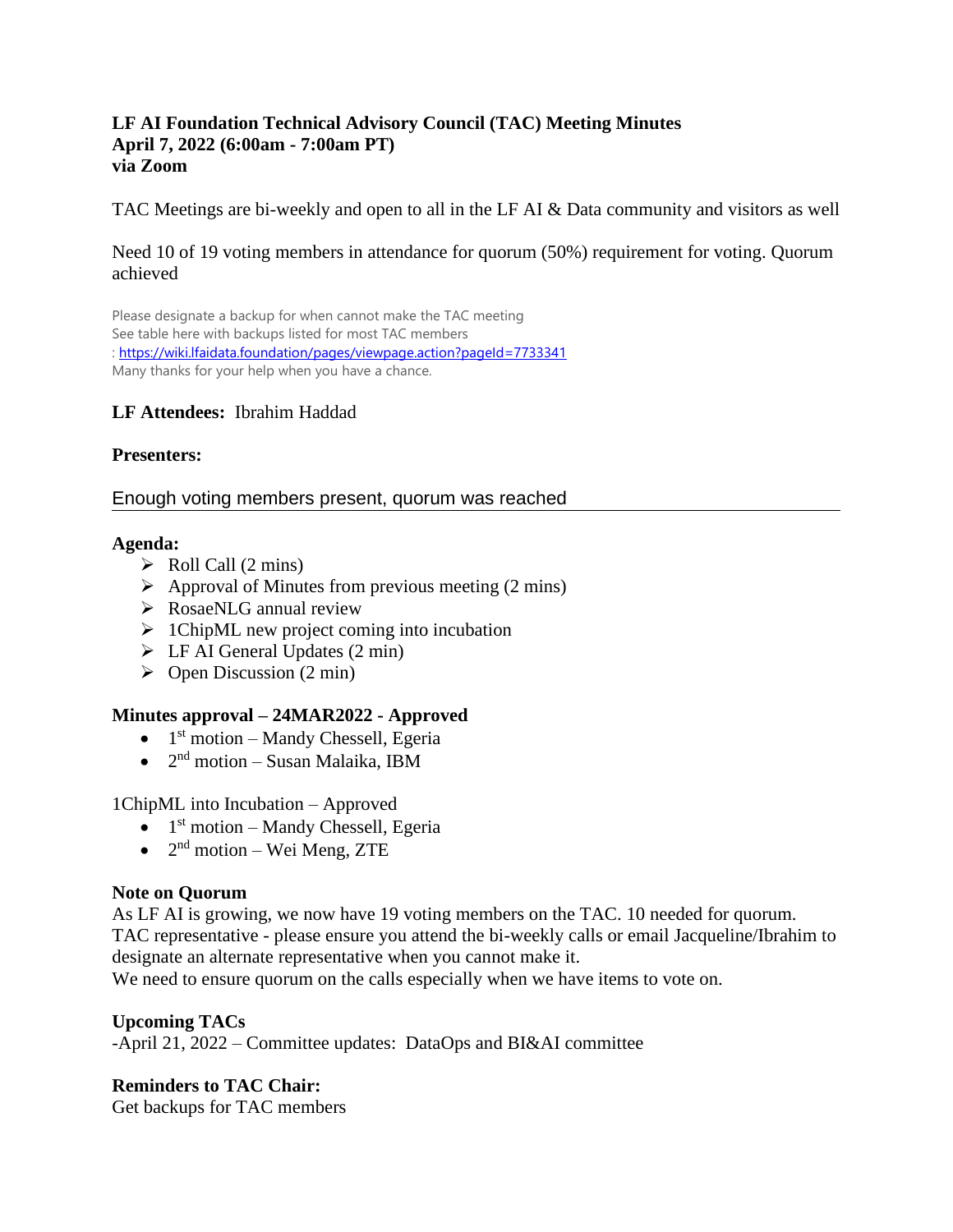**LF AI Foundation Technical Advisory Council (TAC) Meeting Minutes**
**April 7, 2022 (6:00am - 7:00am PT)**
**via Zoom**

TAC Meetings are bi-weekly and open to all in the LF AI & Data community and visitors as well

Need 10 of 19 voting members in attendance for quorum (50%) requirement for voting. Quorum achieved

Please designate a backup for when cannot make the TAC meeting
See table here with backups listed for most TAC members
: https://wiki.lfaidata.foundation/pages/viewpage.action?pageId=7733341
Many thanks for your help when you have a chance.

**LF Attendees:** Ibrahim Haddad

**Presenters:**

Enough voting members present, quorum was reached

---

**Agenda:**

- Roll Call (2 mins)
- Approval of Minutes from previous meeting (2 mins)
- RosaeNLG annual review
- 1ChipML new project coming into incubation
- LF AI General Updates (2 min)
- Open Discussion (2 min)

**Minutes approval – 24MAR2022 - Approved**

- 1st motion – Mandy Chessell, Egeria
- 2nd motion – Susan Malaika, IBM

1ChipML into Incubation – Approved

- 1st motion – Mandy Chessell, Egeria
- 2nd motion – Wei Meng, ZTE

**Note on Quorum**

As LF AI is growing, we now have 19 voting members on the TAC. 10 needed for quorum.
TAC representative - please ensure you attend the bi-weekly calls or email Jacqueline/Ibrahim to designate an alternate representative when you cannot make it.
We need to ensure quorum on the calls especially when we have items to vote on.

**Upcoming TACs**

-April 21, 2022 – Committee updates: DataOps and BI&AI committee

**Reminders to TAC Chair:**

Get backups for TAC members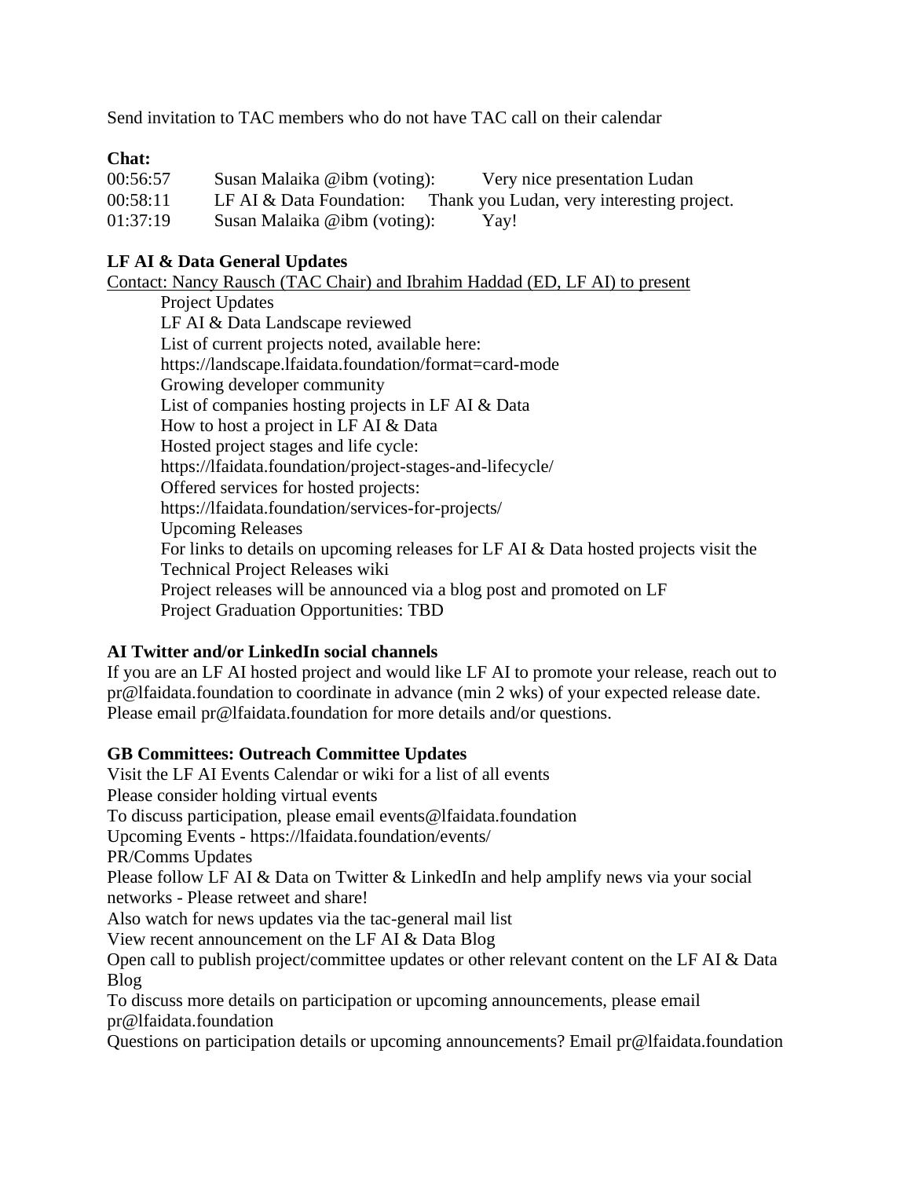Send invitation to TAC members who do not have TAC call on their calendar

**Chat:**

| | | |
|---|---|---|
| 00:56:57 | Susan Malaika @ibm (voting): | Very nice presentation Ludan |
| 00:58:11 | LF AI & Data Foundation: | Thank you Ludan, very interesting project. |
| 01:37:19 | Susan Malaika @ibm (voting): | Yay! |

**LF AI & Data General Updates**

Contact: Nancy Rausch (TAC Chair) and Ibrahim Haddad (ED, LF AI) to present

- Project Updates
- LF AI & Data Landscape reviewed
- List of current projects noted, available here: https://landscape.lfaidata.foundation/format=card-mode
- Growing developer community
- List of companies hosting projects in LF AI & Data
- How to host a project in LF AI & Data
- Hosted project stages and life cycle: https://lfaidata.foundation/project-stages-and-lifecycle/
- Offered services for hosted projects: https://lfaidata.foundation/services-for-projects/
- Upcoming Releases
- For links to details on upcoming releases for LF AI & Data hosted projects visit the Technical Project Releases wiki
- Project releases will be announced via a blog post and promoted on LF
- Project Graduation Opportunities: TBD

**AI Twitter and/or LinkedIn social channels**

If you are an LF AI hosted project and would like LF AI to promote your release, reach out to pr@lfaidata.foundation to coordinate in advance (min 2 wks) of your expected release date. Please email pr@lfaidata.foundation for more details and/or questions.

**GB Committees: Outreach Committee Updates**

Visit the LF AI Events Calendar or wiki for a list of all events
Please consider holding virtual events
To discuss participation, please email events@lfaidata.foundation
Upcoming Events - https://lfaidata.foundation/events/
PR/Comms Updates
Please follow LF AI & Data on Twitter & LinkedIn and help amplify news via your social networks - Please retweet and share!
Also watch for news updates via the tac-general mail list
View recent announcement on the LF AI & Data Blog
Open call to publish project/committee updates or other relevant content on the LF AI & Data Blog
To discuss more details on participation or upcoming announcements, please email pr@lfaidata.foundation
Questions on participation details or upcoming announcements? Email pr@lfaidata.foundation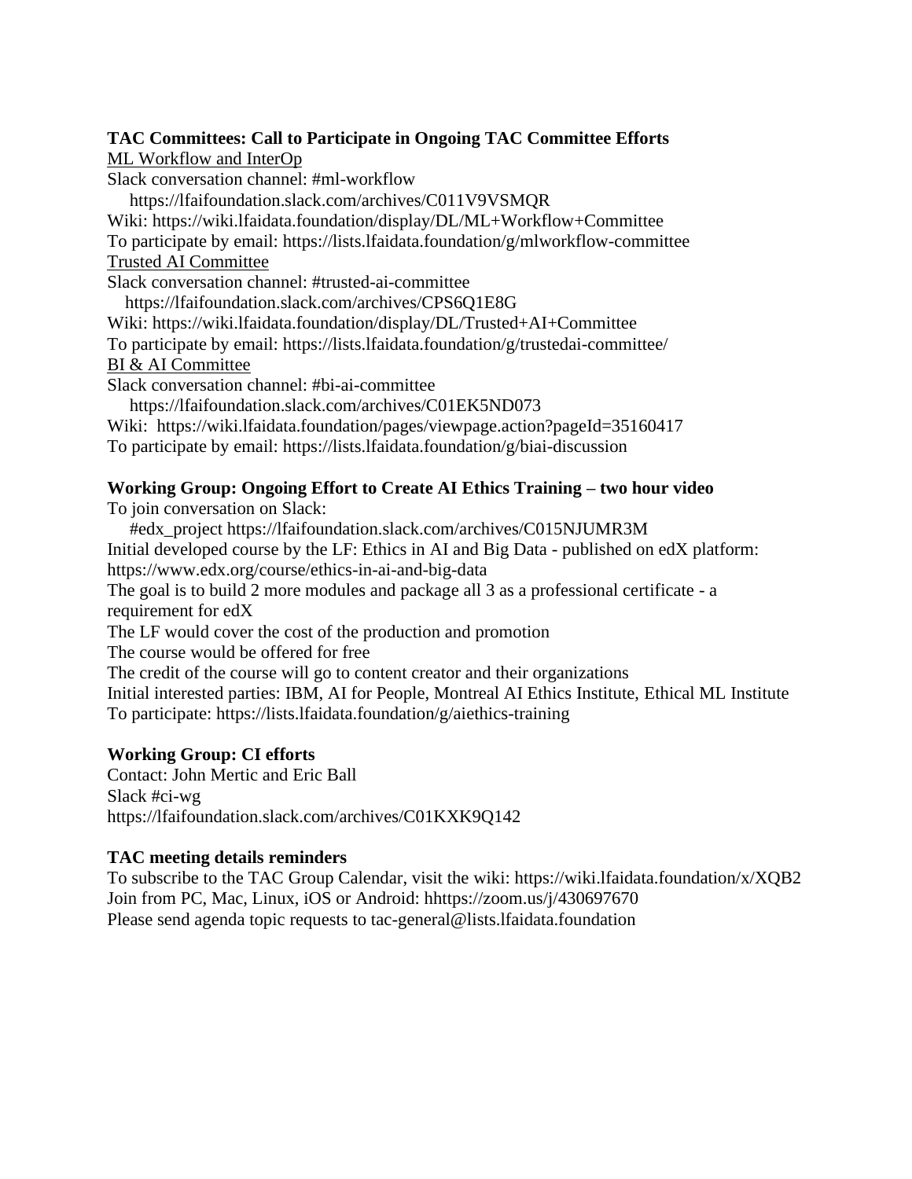**TAC Committees: Call to Participate in Ongoing TAC Committee Efforts**

ML Workflow and InterOp

Slack conversation channel: #ml-workflow
https://lfaifoundation.slack.com/archives/C011V9VSMQR

Wiki: https://wiki.lfaidata.foundation/display/DL/ML+Workflow+Committee

To participate by email: https://lists.lfaidata.foundation/g/mlworkflow-committee

Trusted AI Committee

Slack conversation channel: #trusted-ai-committee
https://lfaifoundation.slack.com/archives/CPS6Q1E8G

Wiki: https://wiki.lfaidata.foundation/display/DL/Trusted+AI+Committee

To participate by email: https://lists.lfaidata.foundation/g/trustedai-committee/

BI & AI Committee

Slack conversation channel: #bi-ai-committee
https://lfaifoundation.slack.com/archives/C01EK5ND073

Wiki: https://wiki.lfaidata.foundation/pages/viewpage.action?pageId=35160417

To participate by email: https://lists.lfaidata.foundation/g/biai-discussion

**Working Group: Ongoing Effort to Create AI Ethics Training – two hour video**

To join conversation on Slack:
#edx_project https://lfaifoundation.slack.com/archives/C015NJUMR3M

Initial developed course by the LF: Ethics in AI and Big Data - published on edX platform: https://www.edx.org/course/ethics-in-ai-and-big-data

The goal is to build 2 more modules and package all 3 as a professional certificate - a requirement for edX

The LF would cover the cost of the production and promotion

The course would be offered for free

The credit of the course will go to content creator and their organizations

Initial interested parties: IBM, AI for People, Montreal AI Ethics Institute, Ethical ML Institute

To participate: https://lists.lfaidata.foundation/g/aiethics-training

**Working Group: CI efforts**

Contact: John Mertic and Eric Ball

Slack #ci-wg

https://lfaifoundation.slack.com/archives/C01KXK9Q142

**TAC meeting details reminders**

To subscribe to the TAC Group Calendar, visit the wiki: https://wiki.lfaidata.foundation/x/XQB2

Join from PC, Mac, Linux, iOS or Android: hhttps://zoom.us/j/430697670

Please send agenda topic requests to tac-general@lists.lfaidata.foundation